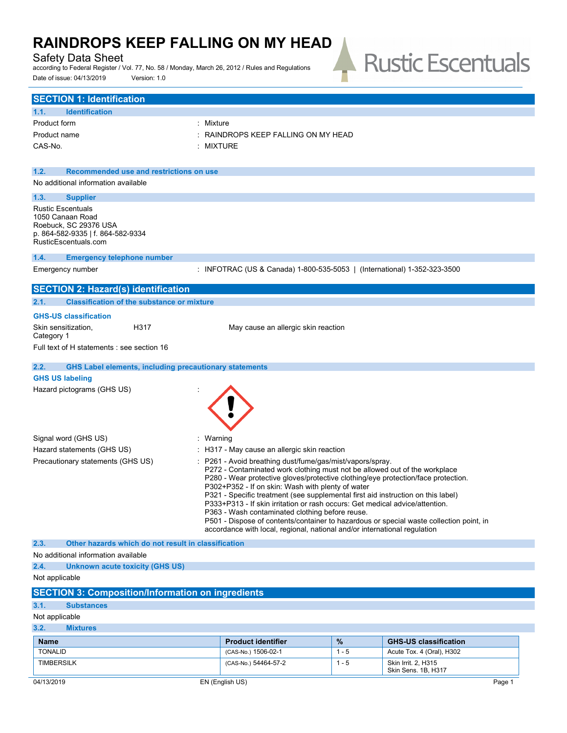// Empty string is not allowed: this content must be non-empty
# RAINDROPS KEEP FALLING ON MY HEAD

Safety Data Sheet

according to Federal Register / Vol. 77, No. 58 / Monday, March 26, 2012 / Rules and Regulations

Date of issue: 04/13/2019 Version: 1.0

## SECTION 1: Identification

### 1.1. Identification

Product form : Mixture

Product name : RAINDROPS KEEP FALLING ON MY HEAD

CAS-No. : MIXTURE

### 1.2. Recommended use and restrictions on use

No additional information available

### 1.3. Supplier

Rustic Escentuals
1050 Canaan Road
Roebuck, SC 29376 USA
p. 864-582-9335 | f. 864-582-9334
RusticEscentuals.com

### 1.4. Emergency telephone number

Emergency number : INFOTRAC (US & Canada) 1-800-535-5053 | (International) 1-352-323-3500

## SECTION 2: Hazard(s) identification

### 2.1. Classification of the substance or mixture

**GHS-US classification**

Skin sensitization, Category 1 H317 May cause an allergic skin reaction

Full text of H statements : see section 16

### 2.2. GHS Label elements, including precautionary statements

**GHS US labeling**

Hazard pictograms (GHS US) :

Signal word (GHS US) : Warning

Hazard statements (GHS US) : H317 - May cause an allergic skin reaction

Precautionary statements (GHS US) :
P261 - Avoid breathing dust/fume/gas/mist/vapors/spray.
P272 - Contaminated work clothing must not be allowed out of the workplace
P280 - Wear protective gloves/protective clothing/eye protection/face protection.
P302+P352 - If on skin: Wash with plenty of water
P321 - Specific treatment (see supplemental first aid instruction on this label)
P333+P313 - If skin irritation or rash occurs: Get medical advice/attention.
P363 - Wash contaminated clothing before reuse.
P501 - Dispose of contents/container to hazardous or special waste collection point, in accordance with local, regional, national and/or international regulation

### 2.3. Other hazards which do not result in classification

No additional information available

### 2.4. Unknown acute toxicity (GHS US)

Not applicable

## SECTION 3: Composition/Information on ingredients

### 3.1. Substances

Not applicable

### 3.2. Mixtures

| Name | Product identifier | % | GHS-US classification |
|---|---|---|---|
| TONALID | (CAS-No.) 1506-02-1 | 1 - 5 | Acute Tox. 4 (Oral), H302 |
| TIMBERSILK | (CAS-No.) 54464-57-2 | 1 - 5 | Skin Irrit. 2, H315<br>Skin Sens. 1B, H317 |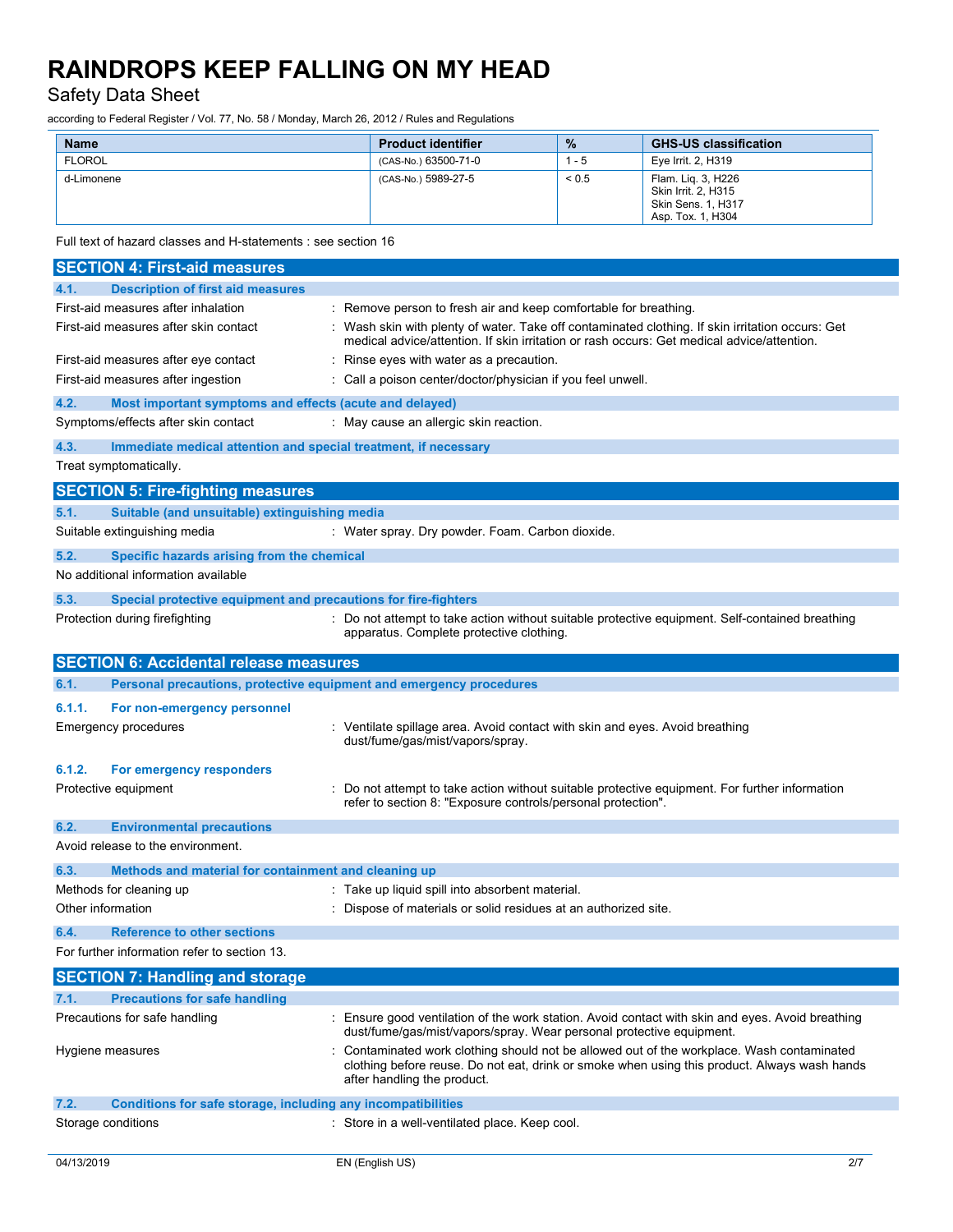| Name | Product identifier | % | GHS-US classification |
|---|---|---|---|
| FLOROL | (CAS-No.) 63500-71-0 | 1 - 5 | Eye Irrit. 2, H319 |
| d-Limonene | (CAS-No.) 5989-27-5 | < 0.5 | Flam. Liq. 3, H226<br>Skin Irrit. 2, H315<br>Skin Sens. 1, H317<br>Asp. Tox. 1, H304 |

Full text of hazard classes and H-statements : see section 16

## SECTION 4: First-aid measures

### 4.1. Description of first aid measures

First-aid measures after inhalation : Remove person to fresh air and keep comfortable for breathing.

First-aid measures after skin contact : Wash skin with plenty of water. Take off contaminated clothing. If skin irritation occurs: Get medical advice/attention. If skin irritation or rash occurs: Get medical advice/attention.

First-aid measures after eye contact : Rinse eyes with water as a precaution.

First-aid measures after ingestion : Call a poison center/doctor/physician if you feel unwell.

### 4.2. Most important symptoms and effects (acute and delayed)

Symptoms/effects after skin contact : May cause an allergic skin reaction.

### 4.3. Immediate medical attention and special treatment, if necessary

Treat symptomatically.

## SECTION 5: Fire-fighting measures

### 5.1. Suitable (and unsuitable) extinguishing media

Suitable extinguishing media : Water spray. Dry powder. Foam. Carbon dioxide.

### 5.2. Specific hazards arising from the chemical

No additional information available

### 5.3. Special protective equipment and precautions for fire-fighters

Protection during firefighting : Do not attempt to take action without suitable protective equipment. Self-contained breathing apparatus. Complete protective clothing.

## SECTION 6: Accidental release measures

### 6.1. Personal precautions, protective equipment and emergency procedures

#### 6.1.1. For non-emergency personnel

Emergency procedures : Ventilate spillage area. Avoid contact with skin and eyes. Avoid breathing dust/fume/gas/mist/vapors/spray.

#### 6.1.2. For emergency responders

Protective equipment : Do not attempt to take action without suitable protective equipment. For further information refer to section 8: "Exposure controls/personal protection".

### 6.2. Environmental precautions

Avoid release to the environment.

### 6.3. Methods and material for containment and cleaning up

Methods for cleaning up : Take up liquid spill into absorbent material.

Other information : Dispose of materials or solid residues at an authorized site.

### 6.4. Reference to other sections

For further information refer to section 13.

## SECTION 7: Handling and storage

### 7.1. Precautions for safe handling

Precautions for safe handling : Ensure good ventilation of the work station. Avoid contact with skin and eyes. Avoid breathing dust/fume/gas/mist/vapors/spray. Wear personal protective equipment.

Hygiene measures : Contaminated work clothing should not be allowed out of the workplace. Wash contaminated clothing before reuse. Do not eat, drink or smoke when using this product. Always wash hands after handling the product.

### 7.2. Conditions for safe storage, including any incompatibilities

Storage conditions : Store in a well-ventilated place. Keep cool.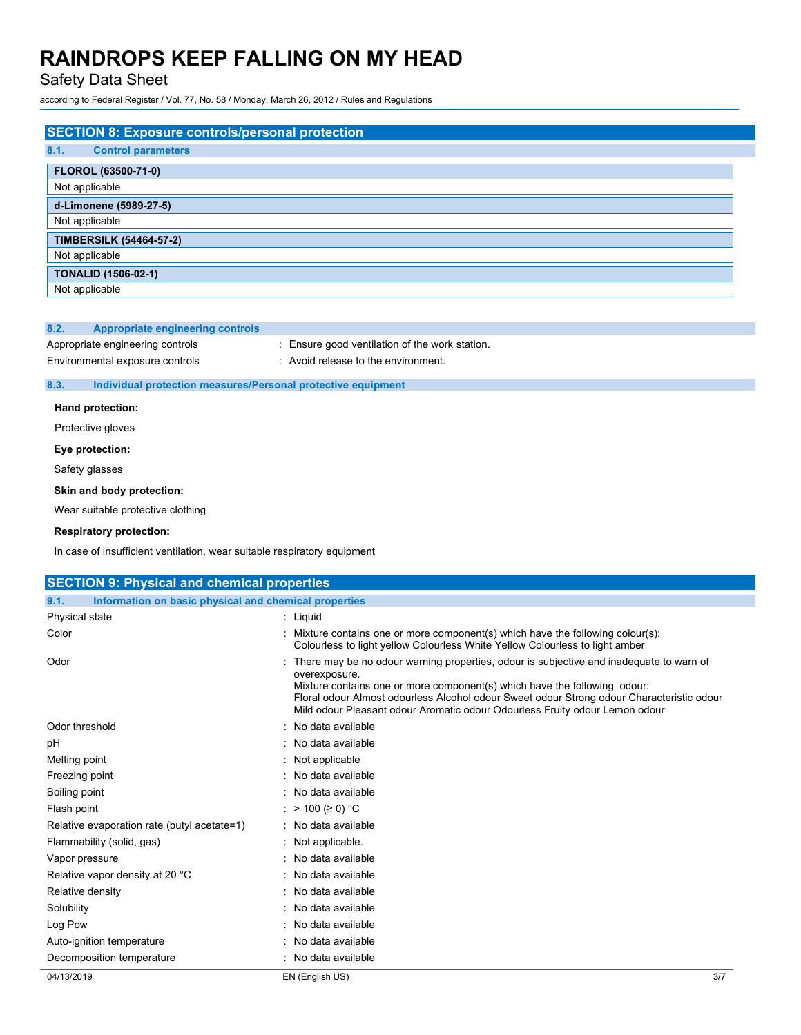## SECTION 8: Exposure controls/personal protection

### 8.1. Control parameters

| FLOROL (63500-71-0) |
|---|
| Not applicable |

| d-Limonene (5989-27-5) |
|---|
| Not applicable |

| TIMBERSILK (54464-57-2) |
|---|
| Not applicable |

| TONALID (1506-02-1) |
|---|
| Not applicable |

### 8.2. Appropriate engineering controls

Appropriate engineering controls : Ensure good ventilation of the work station.

Environmental exposure controls : Avoid release to the environment.

### 8.3. Individual protection measures/Personal protective equipment

**Hand protection:**

Protective gloves

**Eye protection:**

Safety glasses

**Skin and body protection:**

Wear suitable protective clothing

**Respiratory protection:**

In case of insufficient ventilation, wear suitable respiratory equipment

## SECTION 9: Physical and chemical properties

### 9.1. Information on basic physical and chemical properties

| | |
|---|---|
| Physical state | : Liquid |
| Color | : Mixture contains one or more component(s) which have the following colour(s): Colourless to light yellow Colourless White Yellow Colourless to light amber |
| Odor | : There may be no odour warning properties, odour is subjective and inadequate to warn of overexposure. Mixture contains one or more component(s) which have the following odour: Floral odour Almost odourless Alcohol odour Sweet odour Strong odour Characteristic odour Mild odour Pleasant odour Aromatic odour Odourless Fruity odour Lemon odour |
| Odor threshold | : No data available |
| pH | : No data available |
| Melting point | : Not applicable |
| Freezing point | : No data available |
| Boiling point | : No data available |
| Flash point | : > 100 (≥ 0) °C |
| Relative evaporation rate (butyl acetate=1) | : No data available |
| Flammability (solid, gas) | : Not applicable. |
| Vapor pressure | : No data available |
| Relative vapor density at 20 °C | : No data available |
| Relative density | : No data available |
| Solubility | : No data available |
| Log Pow | : No data available |
| Auto-ignition temperature | : No data available |
| Decomposition temperature | : No data available |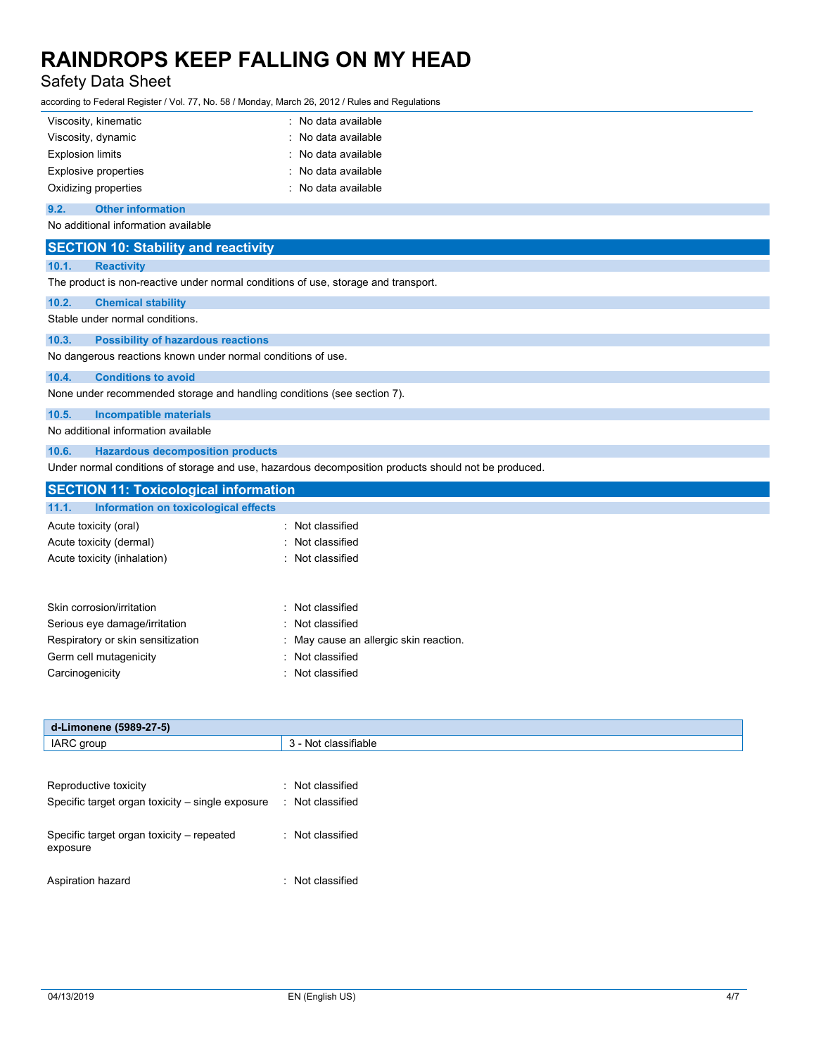| | |
|---|---|
| Viscosity, kinematic | : No data available |
| Viscosity, dynamic | : No data available |
| Explosion limits | : No data available |
| Explosive properties | : No data available |
| Oxidizing properties | : No data available |

### 9.2. Other information

No additional information available

## SECTION 10: Stability and reactivity

### 10.1. Reactivity

The product is non-reactive under normal conditions of use, storage and transport.

### 10.2. Chemical stability

Stable under normal conditions.

### 10.3. Possibility of hazardous reactions

No dangerous reactions known under normal conditions of use.

### 10.4. Conditions to avoid

None under recommended storage and handling conditions (see section 7).

### 10.5. Incompatible materials

No additional information available

### 10.6. Hazardous decomposition products

Under normal conditions of storage and use, hazardous decomposition products should not be produced.

## SECTION 11: Toxicological information

### 11.1. Information on toxicological effects

| | |
|---|---|
| Acute toxicity (oral) | : Not classified |
| Acute toxicity (dermal) | : Not classified |
| Acute toxicity (inhalation) | : Not classified |

| | |
|---|---|
| Skin corrosion/irritation | : Not classified |
| Serious eye damage/irritation | : Not classified |
| Respiratory or skin sensitization | : May cause an allergic skin reaction. |
| Germ cell mutagenicity | : Not classified |
| Carcinogenicity | : Not classified |

| d-Limonene (5989-27-5) | |
|---|---|
| IARC group | 3 - Not classifiable |

| | |
|---|---|
| Reproductive toxicity | : Not classified |
| Specific target organ toxicity – single exposure | : Not classified |
| Specific target organ toxicity – repeated exposure | : Not classified |
| Aspiration hazard | : Not classified |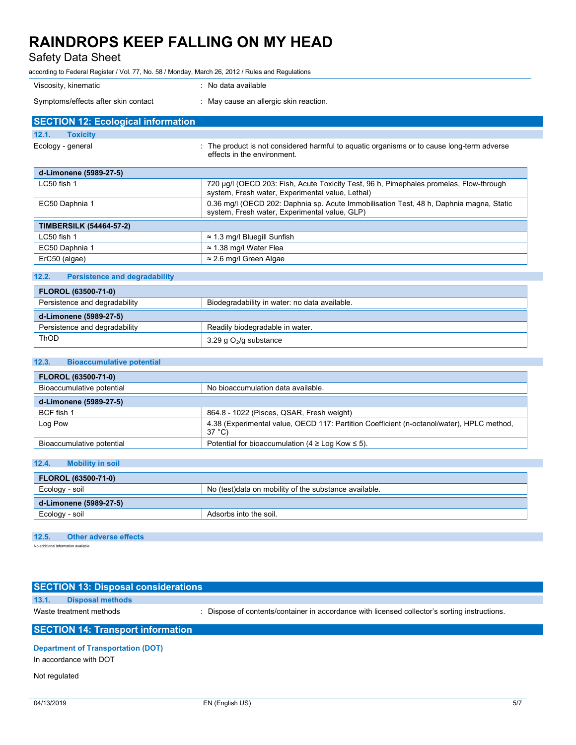| | |
|---|---|
| Viscosity, kinematic | : No data available |
| Symptoms/effects after skin contact | : May cause an allergic skin reaction. |

## SECTION 12: Ecological information

### 12.1. Toxicity

Ecology - general : The product is not considered harmful to aquatic organisms or to cause long-term adverse effects in the environment.

| d-Limonene (5989-27-5) | |
|---|---|
| LC50 fish 1 | 720 µg/l (OECD 203: Fish, Acute Toxicity Test, 96 h, Pimephales promelas, Flow-through system, Fresh water, Experimental value, Lethal) |
| EC50 Daphnia 1 | 0.36 mg/l (OECD 202: Daphnia sp. Acute Immobilisation Test, 48 h, Daphnia magna, Static system, Fresh water, Experimental value, GLP) |
| **TIMBERSILK (54464-57-2)** | |
| LC50 fish 1 | ≈ 1.3 mg/l Bluegill Sunfish |
| EC50 Daphnia 1 | ≈ 1.38 mg/l Water Flea |
| ErC50 (algae) | ≈ 2.6 mg/l Green Algae |

### 12.2. Persistence and degradability

| FLOROL (63500-71-0) | |
|---|---|
| Persistence and degradability | Biodegradability in water: no data available. |
| **d-Limonene (5989-27-5)** | |
| Persistence and degradability | Readily biodegradable in water. |
| ThOD | 3.29 g $O_2$/g substance |

### 12.3. Bioaccumulative potential

| FLOROL (63500-71-0) | |
|---|---|
| Bioaccumulative potential | No bioaccumulation data available. |
| **d-Limonene (5989-27-5)** | |
| BCF fish 1 | 864.8 - 1022 (Pisces, QSAR, Fresh weight) |
| Log Pow | 4.38 (Experimental value, OECD 117: Partition Coefficient (n-octanol/water), HPLC method, 37 °C) |
| Bioaccumulative potential | Potential for bioaccumulation (4 ≥ Log Kow ≤ 5). |

### 12.4. Mobility in soil

| FLOROL (63500-71-0) | |
|---|---|
| Ecology - soil | No (test)data on mobility of the substance available. |
| **d-Limonene (5989-27-5)** | |
| Ecology - soil | Adsorbs into the soil. |

### 12.5. Other adverse effects

No additional information available

## SECTION 13: Disposal considerations

### 13.1. Disposal methods

Waste treatment methods : Dispose of contents/container in accordance with licensed collector's sorting instructions.

## SECTION 14: Transport information

**Department of Transportation (DOT)**

In accordance with DOT

Not regulated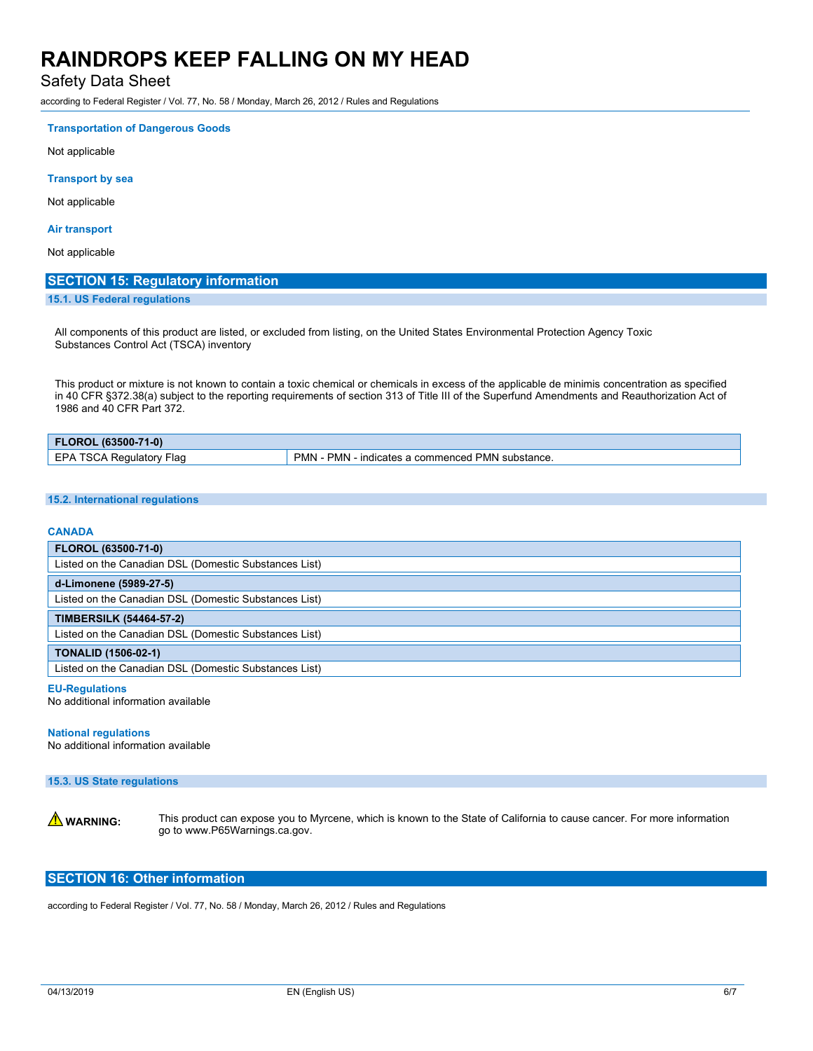#### Transportation of Dangerous Goods

Not applicable

#### Transport by sea

Not applicable

#### Air transport

Not applicable

## SECTION 15: Regulatory information

### 15.1. US Federal regulations

All components of this product are listed, or excluded from listing, on the United States Environmental Protection Agency Toxic Substances Control Act (TSCA) inventory

This product or mixture is not known to contain a toxic chemical or chemicals in excess of the applicable de minimis concentration as specified in 40 CFR §372.38(a) subject to the reporting requirements of section 313 of Title III of the Superfund Amendments and Reauthorization Act of 1986 and 40 CFR Part 372.

| FLOROL (63500-71-0) | |
|---|---|
| EPA TSCA Regulatory Flag | PMN - PMN - indicates a commenced PMN substance. |

### 15.2. International regulations

#### CANADA

| FLOROL (63500-71-0) |
|---|
| Listed on the Canadian DSL (Domestic Substances List) |

| d-Limonene (5989-27-5) |
|---|
| Listed on the Canadian DSL (Domestic Substances List) |

| TIMBERSILK (54464-57-2) |
|---|
| Listed on the Canadian DSL (Domestic Substances List) |

| TONALID (1506-02-1) |
|---|
| Listed on the Canadian DSL (Domestic Substances List) |

#### EU-Regulations

No additional information available

#### National regulations

No additional information available

### 15.3. US State regulations

⚠ **WARNING:** This product can expose you to Myrcene, which is known to the State of California to cause cancer. For more information go to www.P65Warnings.ca.gov.

## SECTION 16: Other information

according to Federal Register / Vol. 77, No. 58 / Monday, March 26, 2012 / Rules and Regulations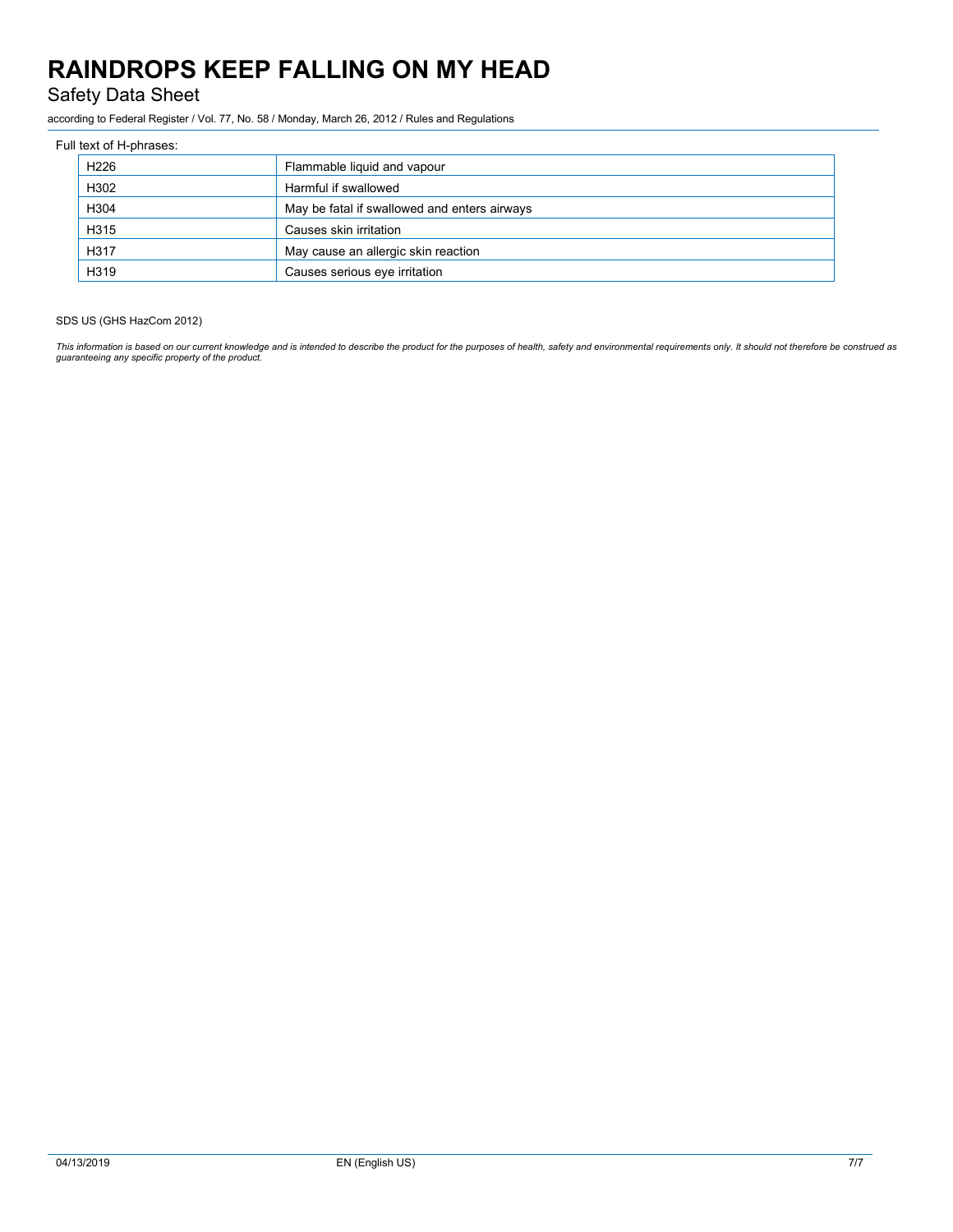Full text of H-phrases:

| | |
|---|---|
| H226 | Flammable liquid and vapour |
| H302 | Harmful if swallowed |
| H304 | May be fatal if swallowed and enters airways |
| H315 | Causes skin irritation |
| H317 | May cause an allergic skin reaction |
| H319 | Causes serious eye irritation |

SDS US (GHS HazCom 2012)

*This information is based on our current knowledge and is intended to describe the product for the purposes of health, safety and environmental requirements only. It should not therefore be construed as guaranteeing any specific property of the product.*